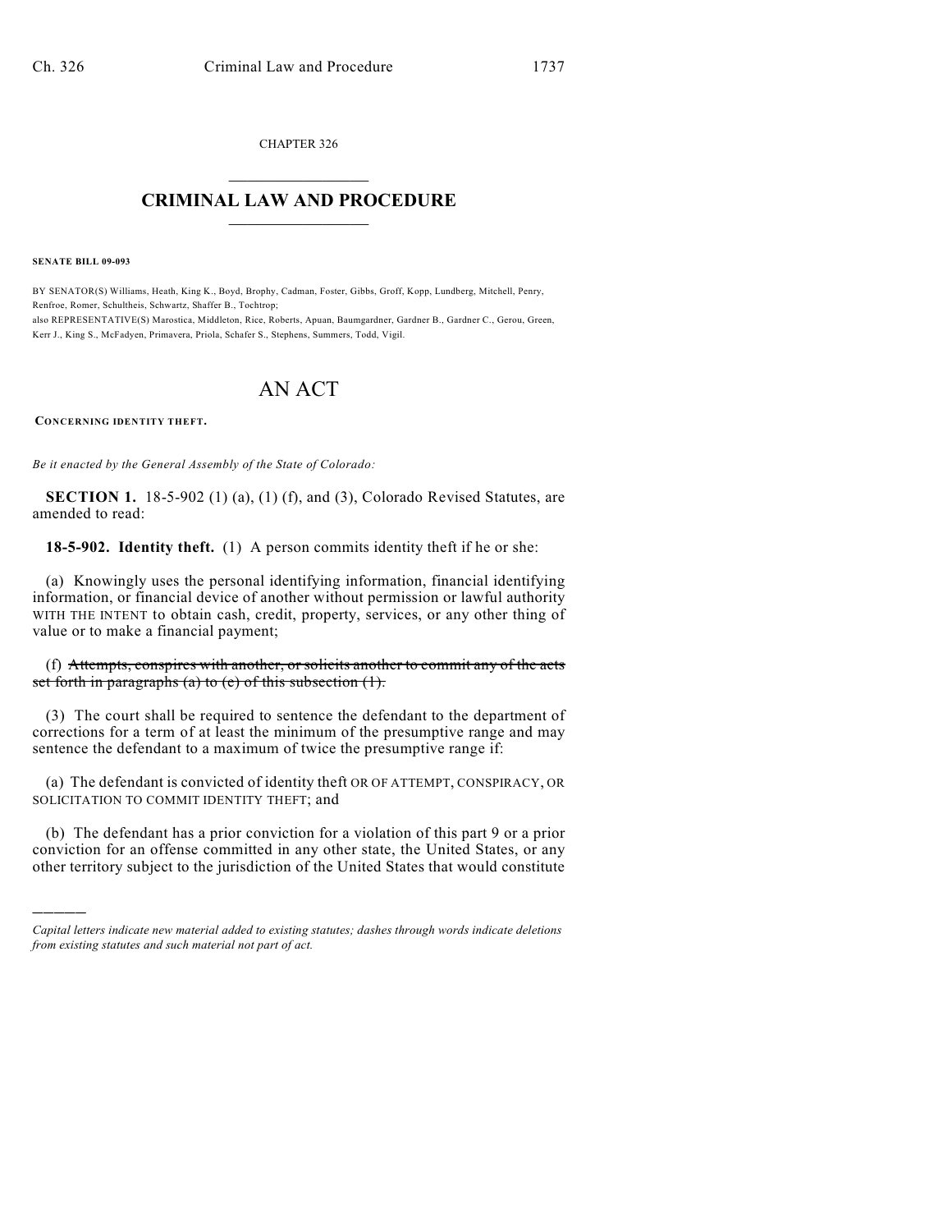CHAPTER 326

# CRIMINAL LAW AND PROCEDURE

**SENATE BILL 09-093**

BY SENATOR(S) Williams, Heath, King K., Boyd, Brophy, Cadman, Foster, Gibbs, Groff, Kopp, Lundberg, Mitchell, Penry, Renfroe, Romer, Schultheis, Schwartz, Shaffer B., Tochtrop;
also REPRESENTATIVE(S) Marostica, Middleton, Rice, Roberts, Apuan, Baumgardner, Gardner B., Gardner C., Gerou, Green, Kerr J., King S., McFadyen, Primavera, Priola, Schafer S., Stephens, Summers, Todd, Vigil.

# AN ACT

**CONCERNING IDENTITY THEFT.**

*Be it enacted by the General Assembly of the State of Colorado:*

**SECTION 1.** 18-5-902 (1) (a), (1) (f), and (3), Colorado Revised Statutes, are amended to read:

**18-5-902. Identity theft.** (1) A person commits identity theft if he or she:

(a) Knowingly uses the personal identifying information, financial identifying information, or financial device of another without permission or lawful authority WITH THE INTENT to obtain cash, credit, property, services, or any other thing of value or to make a financial payment;

(f) ~~Attempts, conspires with another, or solicits another to commit any of the acts set forth in paragraphs (a) to (e) of this subsection (1).~~

(3) The court shall be required to sentence the defendant to the department of corrections for a term of at least the minimum of the presumptive range and may sentence the defendant to a maximum of twice the presumptive range if:

(a) The defendant is convicted of identity theft OR OF ATTEMPT, CONSPIRACY, OR SOLICITATION TO COMMIT IDENTITY THEFT; and

(b) The defendant has a prior conviction for a violation of this part 9 or a prior conviction for an offense committed in any other state, the United States, or any other territory subject to the jurisdiction of the United States that would constitute

---

*Capital letters indicate new material added to existing statutes; dashes through words indicate deletions from existing statutes and such material not part of act.*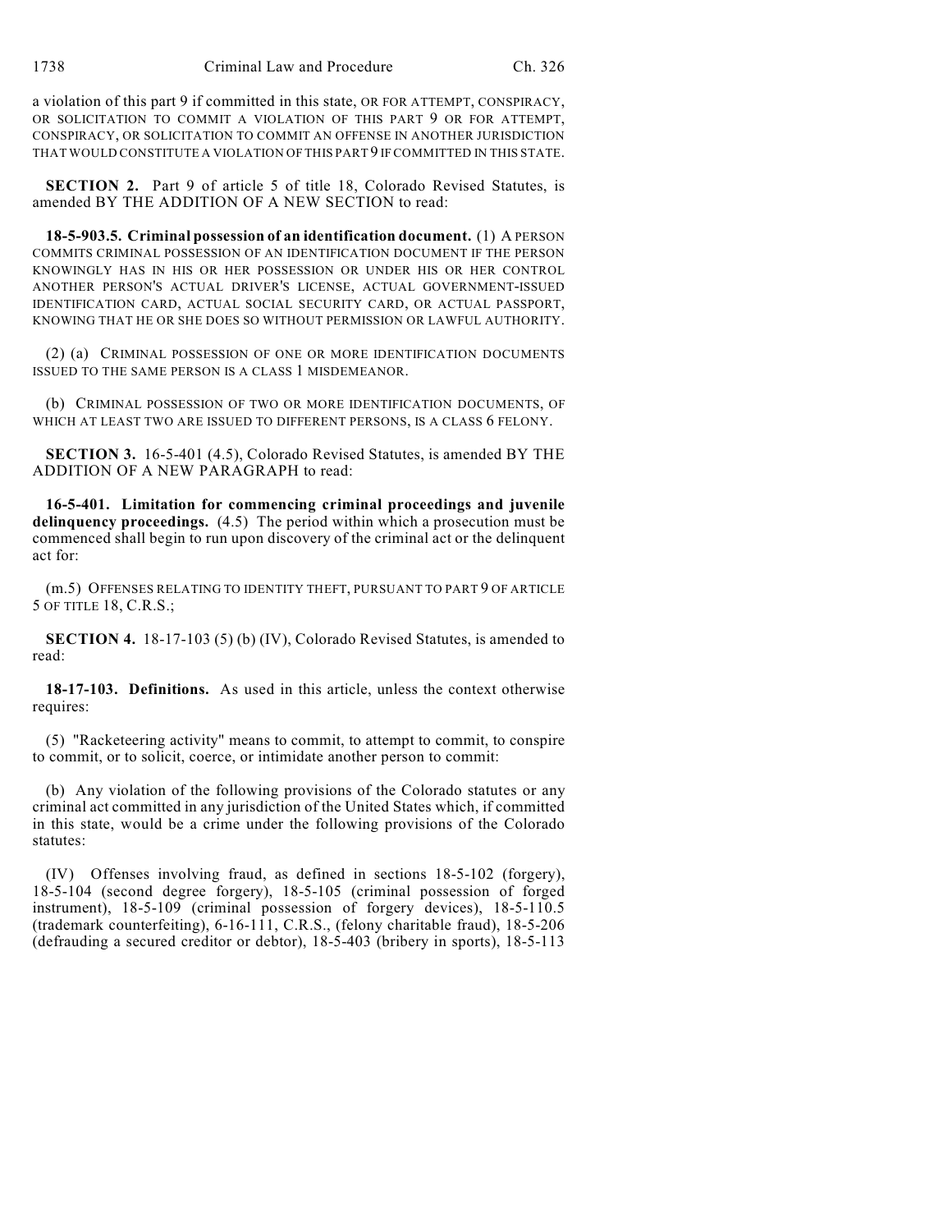a violation of this part 9 if committed in this state, OR FOR ATTEMPT, CONSPIRACY, OR SOLICITATION TO COMMIT A VIOLATION OF THIS PART 9 OR FOR ATTEMPT, CONSPIRACY, OR SOLICITATION TO COMMIT AN OFFENSE IN ANOTHER JURISDICTION THAT WOULD CONSTITUTE A VIOLATION OF THIS PART 9 IF COMMITTED IN THIS STATE.

**SECTION 2.** Part 9 of article 5 of title 18, Colorado Revised Statutes, is amended BY THE ADDITION OF A NEW SECTION to read:

**18-5-903.5. Criminal possession of an identification document.** (1) A PERSON COMMITS CRIMINAL POSSESSION OF AN IDENTIFICATION DOCUMENT IF THE PERSON KNOWINGLY HAS IN HIS OR HER POSSESSION OR UNDER HIS OR HER CONTROL ANOTHER PERSON'S ACTUAL DRIVER'S LICENSE, ACTUAL GOVERNMENT-ISSUED IDENTIFICATION CARD, ACTUAL SOCIAL SECURITY CARD, OR ACTUAL PASSPORT, KNOWING THAT HE OR SHE DOES SO WITHOUT PERMISSION OR LAWFUL AUTHORITY.

(2) (a) CRIMINAL POSSESSION OF ONE OR MORE IDENTIFICATION DOCUMENTS ISSUED TO THE SAME PERSON IS A CLASS 1 MISDEMEANOR.

(b) CRIMINAL POSSESSION OF TWO OR MORE IDENTIFICATION DOCUMENTS, OF WHICH AT LEAST TWO ARE ISSUED TO DIFFERENT PERSONS, IS A CLASS 6 FELONY.

**SECTION 3.** 16-5-401 (4.5), Colorado Revised Statutes, is amended BY THE ADDITION OF A NEW PARAGRAPH to read:

**16-5-401. Limitation for commencing criminal proceedings and juvenile delinquency proceedings.** (4.5) The period within which a prosecution must be commenced shall begin to run upon discovery of the criminal act or the delinquent act for:

(m.5) OFFENSES RELATING TO IDENTITY THEFT, PURSUANT TO PART 9 OF ARTICLE 5 OF TITLE 18, C.R.S.;

**SECTION 4.** 18-17-103 (5) (b) (IV), Colorado Revised Statutes, is amended to read:

**18-17-103. Definitions.** As used in this article, unless the context otherwise requires:

(5) "Racketeering activity" means to commit, to attempt to commit, to conspire to commit, or to solicit, coerce, or intimidate another person to commit:

(b) Any violation of the following provisions of the Colorado statutes or any criminal act committed in any jurisdiction of the United States which, if committed in this state, would be a crime under the following provisions of the Colorado statutes:

(IV) Offenses involving fraud, as defined in sections 18-5-102 (forgery), 18-5-104 (second degree forgery), 18-5-105 (criminal possession of forged instrument), 18-5-109 (criminal possession of forgery devices), 18-5-110.5 (trademark counterfeiting), 6-16-111, C.R.S., (felony charitable fraud), 18-5-206 (defrauding a secured creditor or debtor), 18-5-403 (bribery in sports), 18-5-113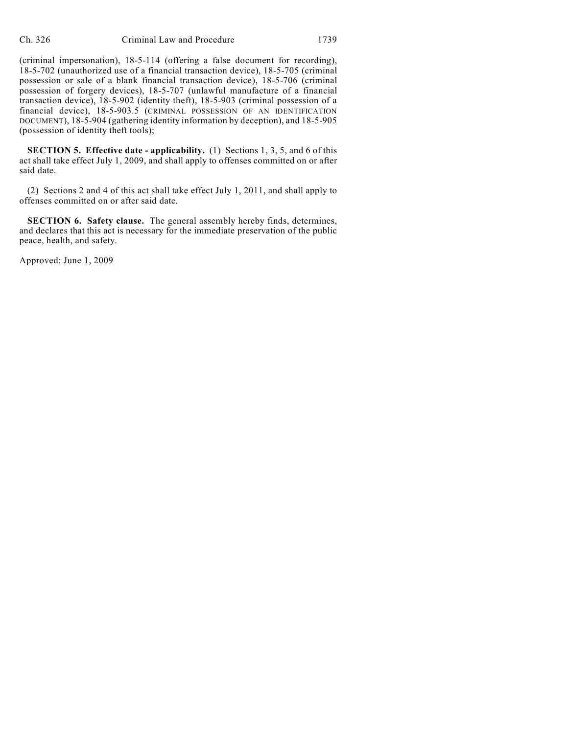(criminal impersonation), 18-5-114 (offering a false document for recording), 18-5-702 (unauthorized use of a financial transaction device), 18-5-705 (criminal possession or sale of a blank financial transaction device), 18-5-706 (criminal possession of forgery devices), 18-5-707 (unlawful manufacture of a financial transaction device), 18-5-902 (identity theft), 18-5-903 (criminal possession of a financial device), 18-5-903.5 (CRIMINAL POSSESSION OF AN IDENTIFICATION DOCUMENT), 18-5-904 (gathering identity information by deception), and 18-5-905 (possession of identity theft tools);

**SECTION 5. Effective date - applicability.** (1) Sections 1, 3, 5, and 6 of this act shall take effect July 1, 2009, and shall apply to offenses committed on or after said date.

(2) Sections 2 and 4 of this act shall take effect July 1, 2011, and shall apply to offenses committed on or after said date.

**SECTION 6. Safety clause.** The general assembly hereby finds, determines, and declares that this act is necessary for the immediate preservation of the public peace, health, and safety.

Approved: June 1, 2009